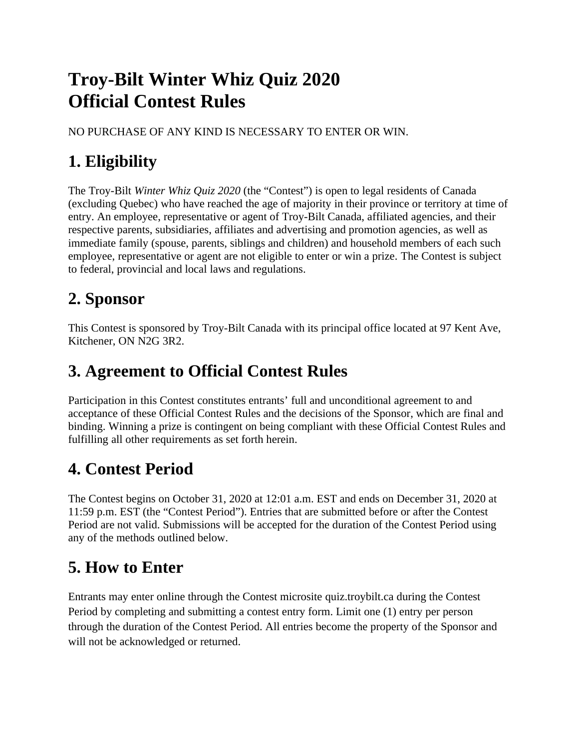# Troy-Bilt Winter Whiz Quiz 2020
# Official Contest Rules

NO PURCHASE OF ANY KIND IS NECESSARY TO ENTER OR WIN.

## 1. Eligibility

The Troy-Bilt *Winter Whiz Quiz 2020* (the "Contest") is open to legal residents of Canada (excluding Quebec) who have reached the age of majority in their province or territory at time of entry. An employee, representative or agent of Troy-Bilt Canada, affiliated agencies, and their respective parents, subsidiaries, affiliates and advertising and promotion agencies, as well as immediate family (spouse, parents, siblings and children) and household members of each such employee, representative or agent are not eligible to enter or win a prize. The Contest is subject to federal, provincial and local laws and regulations.

## 2. Sponsor

This Contest is sponsored by Troy-Bilt Canada with its principal office located at 97 Kent Ave, Kitchener, ON N2G 3R2.

## 3. Agreement to Official Contest Rules

Participation in this Contest constitutes entrants' full and unconditional agreement to and acceptance of these Official Contest Rules and the decisions of the Sponsor, which are final and binding. Winning a prize is contingent on being compliant with these Official Contest Rules and fulfilling all other requirements as set forth herein.

## 4. Contest Period

The Contest begins on October 31, 2020 at 12:01 a.m. EST and ends on December 31, 2020 at 11:59 p.m. EST (the "Contest Period"). Entries that are submitted before or after the Contest Period are not valid. Submissions will be accepted for the duration of the Contest Period using any of the methods outlined below.

## 5. How to Enter

Entrants may enter online through the Contest microsite quiz.troybilt.ca during the Contest Period by completing and submitting a contest entry form. Limit one (1) entry per person through the duration of the Contest Period. All entries become the property of the Sponsor and will not be acknowledged or returned.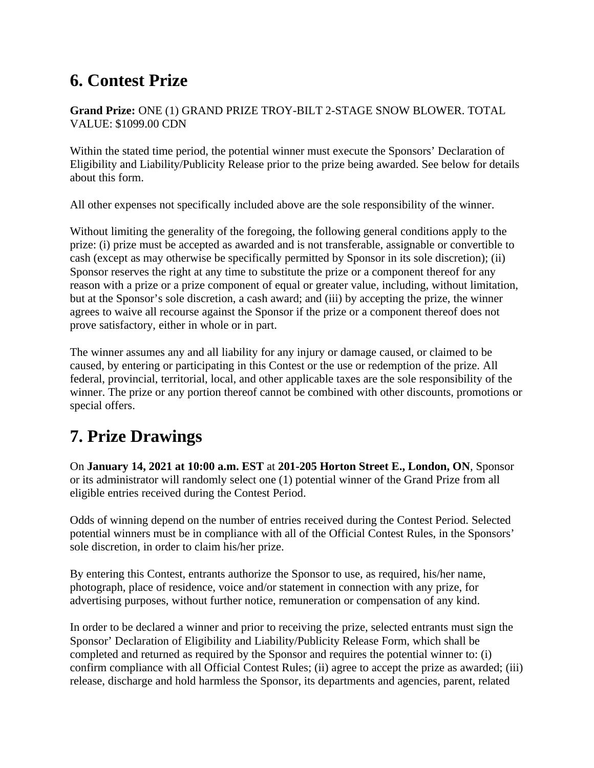## 6. Contest Prize

**Grand Prize:** ONE (1) GRAND PRIZE TROY-BILT 2-STAGE SNOW BLOWER. TOTAL VALUE: $1099.00 CDN

Within the stated time period, the potential winner must execute the Sponsors' Declaration of Eligibility and Liability/Publicity Release prior to the prize being awarded. See below for details about this form.

All other expenses not specifically included above are the sole responsibility of the winner.

Without limiting the generality of the foregoing, the following general conditions apply to the prize: (i) prize must be accepted as awarded and is not transferable, assignable or convertible to cash (except as may otherwise be specifically permitted by Sponsor in its sole discretion); (ii) Sponsor reserves the right at any time to substitute the prize or a component thereof for any reason with a prize or a prize component of equal or greater value, including, without limitation, but at the Sponsor's sole discretion, a cash award; and (iii) by accepting the prize, the winner agrees to waive all recourse against the Sponsor if the prize or a component thereof does not prove satisfactory, either in whole or in part.

The winner assumes any and all liability for any injury or damage caused, or claimed to be caused, by entering or participating in this Contest or the use or redemption of the prize. All federal, provincial, territorial, local, and other applicable taxes are the sole responsibility of the winner. The prize or any portion thereof cannot be combined with other discounts, promotions or special offers.

## 7. Prize Drawings

On **January 14, 2021 at 10:00 a.m. EST** at **201-205 Horton Street E., London, ON**, Sponsor or its administrator will randomly select one (1) potential winner of the Grand Prize from all eligible entries received during the Contest Period.

Odds of winning depend on the number of entries received during the Contest Period. Selected potential winners must be in compliance with all of the Official Contest Rules, in the Sponsors' sole discretion, in order to claim his/her prize.

By entering this Contest, entrants authorize the Sponsor to use, as required, his/her name, photograph, place of residence, voice and/or statement in connection with any prize, for advertising purposes, without further notice, remuneration or compensation of any kind.

In order to be declared a winner and prior to receiving the prize, selected entrants must sign the Sponsor' Declaration of Eligibility and Liability/Publicity Release Form, which shall be completed and returned as required by the Sponsor and requires the potential winner to: (i) confirm compliance with all Official Contest Rules; (ii) agree to accept the prize as awarded; (iii) release, discharge and hold harmless the Sponsor, its departments and agencies, parent, related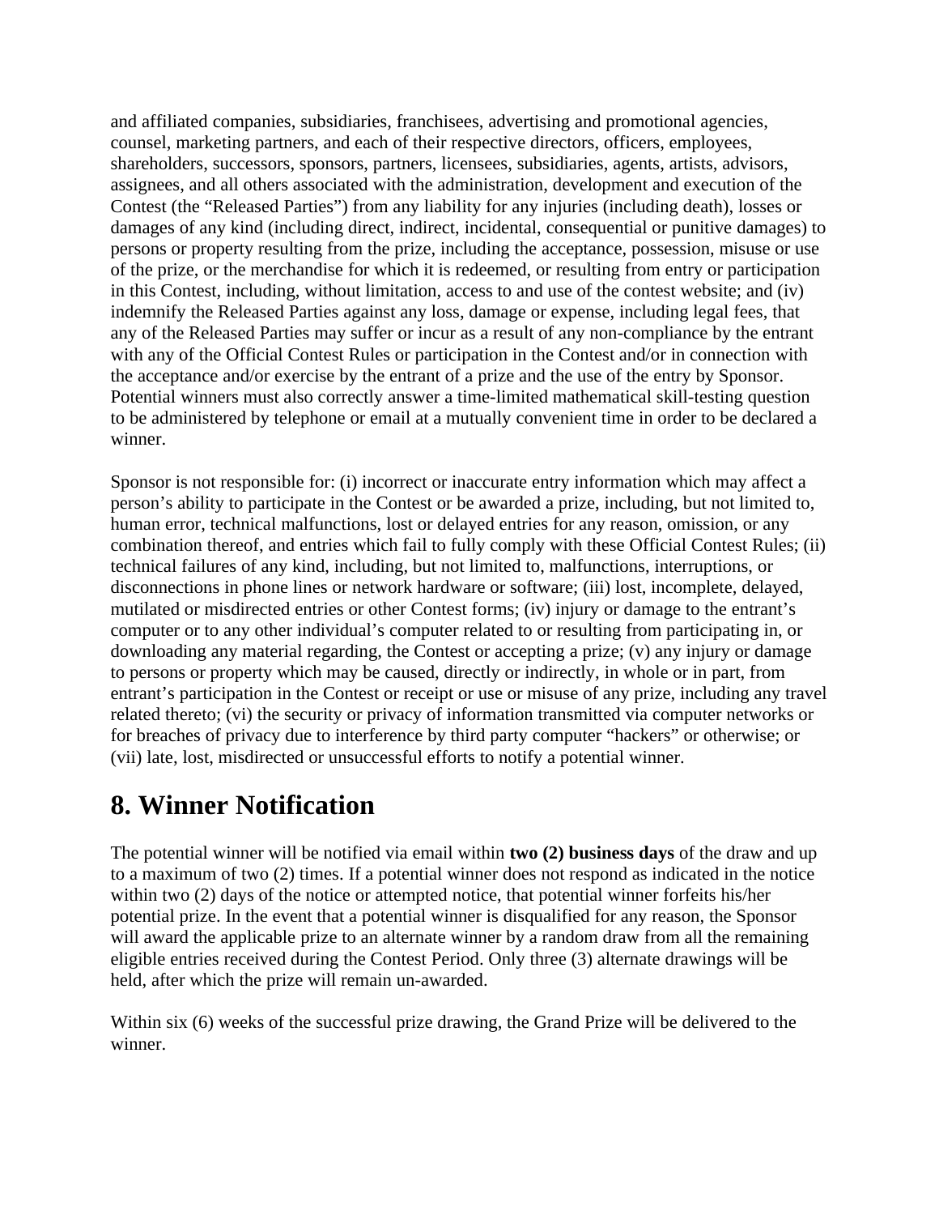and affiliated companies, subsidiaries, franchisees, advertising and promotional agencies, counsel, marketing partners, and each of their respective directors, officers, employees, shareholders, successors, sponsors, partners, licensees, subsidiaries, agents, artists, advisors, assignees, and all others associated with the administration, development and execution of the Contest (the "Released Parties") from any liability for any injuries (including death), losses or damages of any kind (including direct, indirect, incidental, consequential or punitive damages) to persons or property resulting from the prize, including the acceptance, possession, misuse or use of the prize, or the merchandise for which it is redeemed, or resulting from entry or participation in this Contest, including, without limitation, access to and use of the contest website; and (iv) indemnify the Released Parties against any loss, damage or expense, including legal fees, that any of the Released Parties may suffer or incur as a result of any non-compliance by the entrant with any of the Official Contest Rules or participation in the Contest and/or in connection with the acceptance and/or exercise by the entrant of a prize and the use of the entry by Sponsor. Potential winners must also correctly answer a time-limited mathematical skill-testing question to be administered by telephone or email at a mutually convenient time in order to be declared a winner.

Sponsor is not responsible for: (i) incorrect or inaccurate entry information which may affect a person's ability to participate in the Contest or be awarded a prize, including, but not limited to, human error, technical malfunctions, lost or delayed entries for any reason, omission, or any combination thereof, and entries which fail to fully comply with these Official Contest Rules; (ii) technical failures of any kind, including, but not limited to, malfunctions, interruptions, or disconnections in phone lines or network hardware or software; (iii) lost, incomplete, delayed, mutilated or misdirected entries or other Contest forms; (iv) injury or damage to the entrant's computer or to any other individual's computer related to or resulting from participating in, or downloading any material regarding, the Contest or accepting a prize; (v) any injury or damage to persons or property which may be caused, directly or indirectly, in whole or in part, from entrant's participation in the Contest or receipt or use or misuse of any prize, including any travel related thereto; (vi) the security or privacy of information transmitted via computer networks or for breaches of privacy due to interference by third party computer "hackers" or otherwise; or (vii) late, lost, misdirected or unsuccessful efforts to notify a potential winner.

## 8. Winner Notification

The potential winner will be notified via email within **two (2) business days** of the draw and up to a maximum of two (2) times. If a potential winner does not respond as indicated in the notice within two (2) days of the notice or attempted notice, that potential winner forfeits his/her potential prize. In the event that a potential winner is disqualified for any reason, the Sponsor will award the applicable prize to an alternate winner by a random draw from all the remaining eligible entries received during the Contest Period. Only three (3) alternate drawings will be held, after which the prize will remain un-awarded.

Within six (6) weeks of the successful prize drawing, the Grand Prize will be delivered to the winner.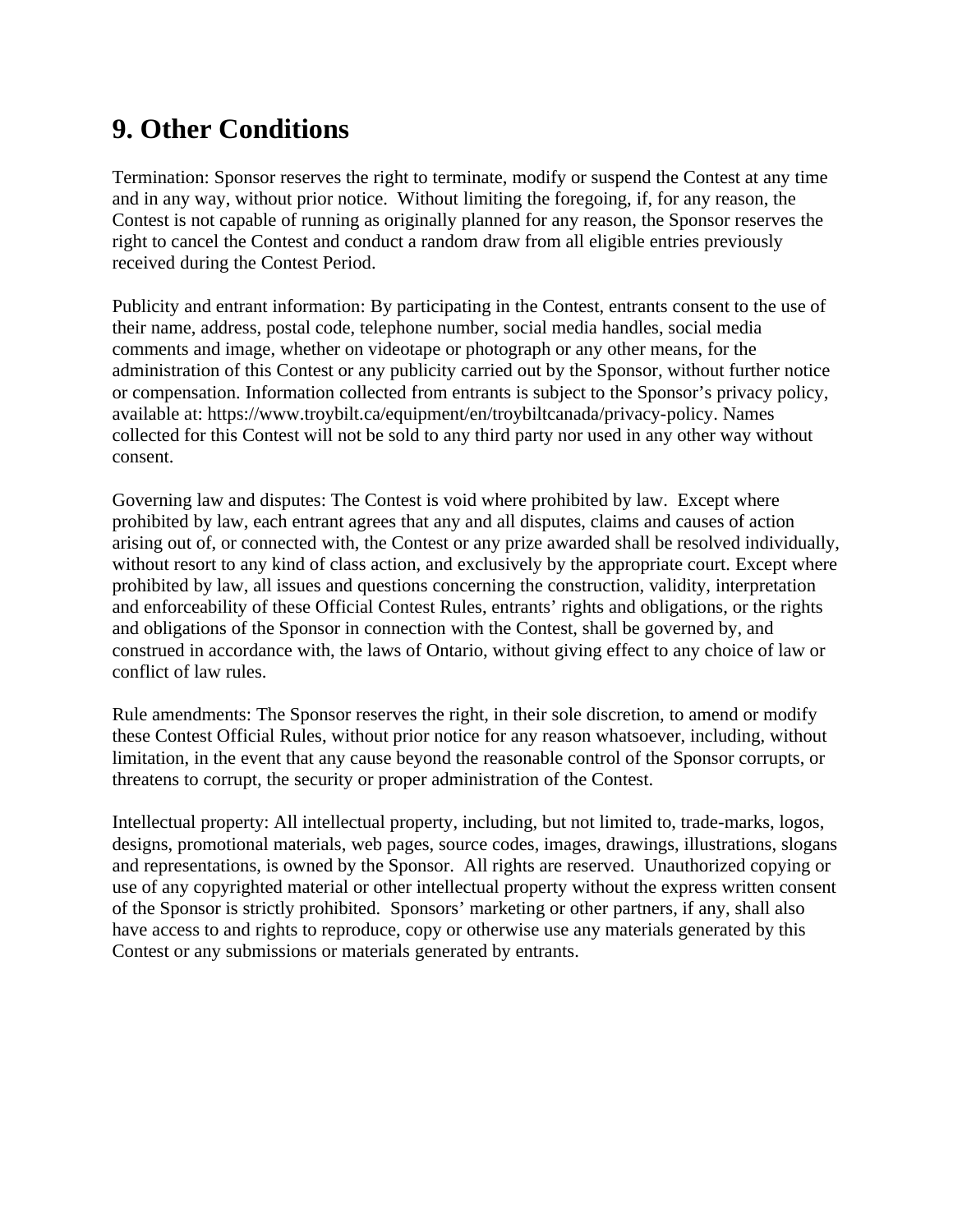## 9. Other Conditions

Termination: Sponsor reserves the right to terminate, modify or suspend the Contest at any time and in any way, without prior notice. Without limiting the foregoing, if, for any reason, the Contest is not capable of running as originally planned for any reason, the Sponsor reserves the right to cancel the Contest and conduct a random draw from all eligible entries previously received during the Contest Period.

Publicity and entrant information: By participating in the Contest, entrants consent to the use of their name, address, postal code, telephone number, social media handles, social media comments and image, whether on videotape or photograph or any other means, for the administration of this Contest or any publicity carried out by the Sponsor, without further notice or compensation. Information collected from entrants is subject to the Sponsor's privacy policy, available at: https://www.troybilt.ca/equipment/en/troybiltcanada/privacy-policy. Names collected for this Contest will not be sold to any third party nor used in any other way without consent.

Governing law and disputes: The Contest is void where prohibited by law. Except where prohibited by law, each entrant agrees that any and all disputes, claims and causes of action arising out of, or connected with, the Contest or any prize awarded shall be resolved individually, without resort to any kind of class action, and exclusively by the appropriate court. Except where prohibited by law, all issues and questions concerning the construction, validity, interpretation and enforceability of these Official Contest Rules, entrants' rights and obligations, or the rights and obligations of the Sponsor in connection with the Contest, shall be governed by, and construed in accordance with, the laws of Ontario, without giving effect to any choice of law or conflict of law rules.

Rule amendments: The Sponsor reserves the right, in their sole discretion, to amend or modify these Contest Official Rules, without prior notice for any reason whatsoever, including, without limitation, in the event that any cause beyond the reasonable control of the Sponsor corrupts, or threatens to corrupt, the security or proper administration of the Contest.

Intellectual property: All intellectual property, including, but not limited to, trade-marks, logos, designs, promotional materials, web pages, source codes, images, drawings, illustrations, slogans and representations, is owned by the Sponsor. All rights are reserved. Unauthorized copying or use of any copyrighted material or other intellectual property without the express written consent of the Sponsor is strictly prohibited. Sponsors' marketing or other partners, if any, shall also have access to and rights to reproduce, copy or otherwise use any materials generated by this Contest or any submissions or materials generated by entrants.